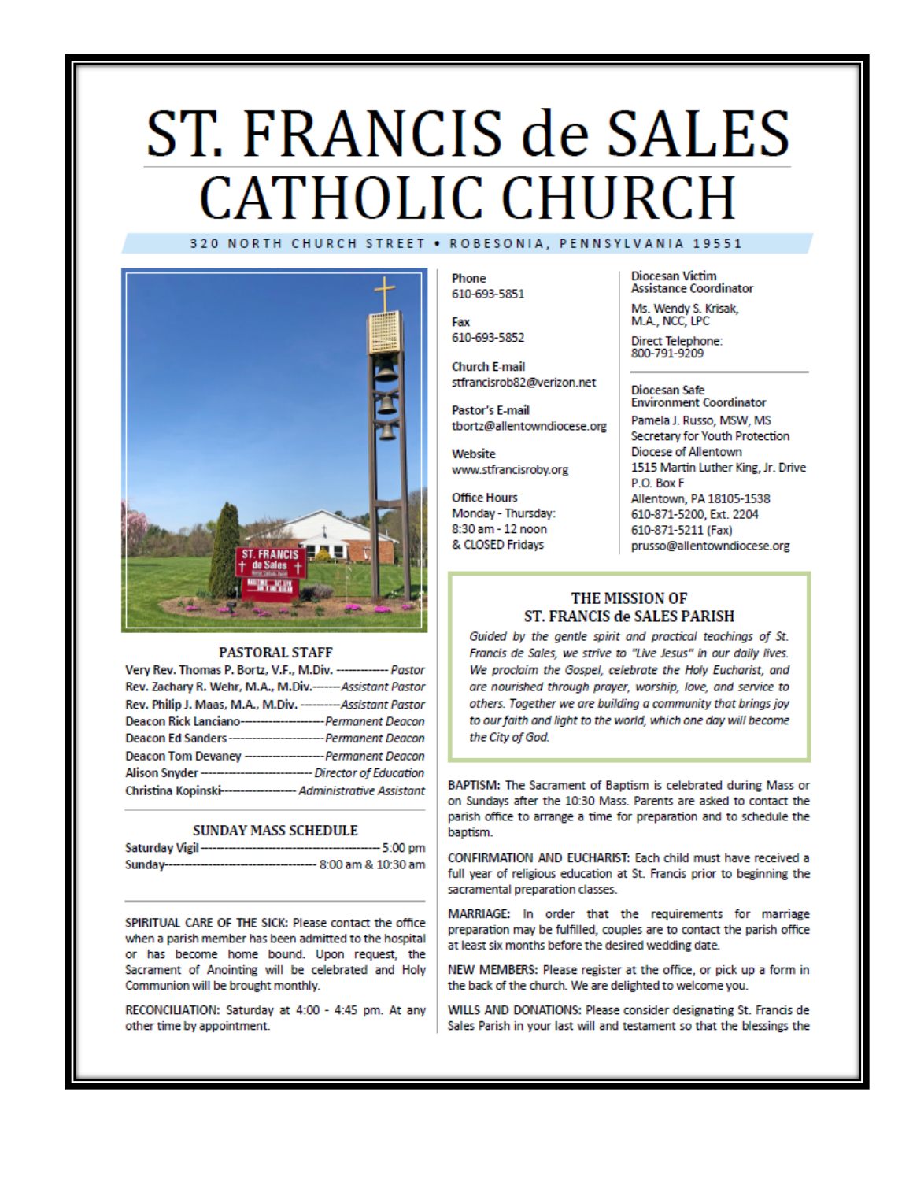# ST. FRANCIS de SALES CATHOLIC CHURCH

320 NORTH CHURCH STREET • ROBESONIA, PENNSYLVANIA 19551

## PASTORAL STAFF

Very Rev. Thomas P. Bortz, V.F., M.Div. ------------ *Pastor*
Rev. Zachary R. Wehr, M.A., M.Div.------*Assistant Pastor*
Rev. Philip J. Maas, M.A., M.Div. ---------*Assistant Pastor*
Deacon Rick Lanciano------------------*Permanent Deacon*
Deacon Ed Sanders--------------------*Permanent Deacon*
Deacon Tom Devaney -----------------*Permanent Deacon*
Alison Snyder ------------------------ *Director of Education*
Christina Kopinski---------------- *Administrative Assistant*

## SUNDAY MASS SCHEDULE

Saturday Vigil ------------------------------------------ 5:00 pm
Sunday---------------------------------- 8:00 am & 10:30 am

**SPIRITUAL CARE OF THE SICK:** Please contact the office when a parish member has been admitted to the hospital or has become home bound. Upon request, the Sacrament of Anointing will be celebrated and Holy Communion will be brought monthly.

**RECONCILIATION:** Saturday at 4:00 - 4:45 pm. At any other time by appointment.

**Phone**
610-693-5851

**Fax**
610-693-5852

**Church E-mail**
stfrancisrob82@verizon.net

**Pastor's E-mail**
tbortz@allentowndiocese.org

**Website**
www.stfrancisroby.org

**Office Hours**
Monday - Thursday:
8:30 am - 12 noon
& CLOSED Fridays

**Diocesan Victim Assistance Coordinator**

Ms. Wendy S. Krisak, M.A., NCC, LPC

Direct Telephone:
800-791-9209

**Diocesan Safe Environment Coordinator**

Pamela J. Russo, MSW, MS
Secretary for Youth Protection
Diocese of Allentown
1515 Martin Luther King, Jr. Drive
P.O. Box F
Allentown, PA 18105-1538
610-871-5200, Ext. 2204
610-871-5211 (Fax)
prusso@allentowndiocese.org

## THE MISSION OF ST. FRANCIS de SALES PARISH

*Guided by the gentle spirit and practical teachings of St. Francis de Sales, we strive to "Live Jesus" in our daily lives. We proclaim the Gospel, celebrate the Holy Eucharist, and are nourished through prayer, worship, love, and service to others. Together we are building a community that brings joy to our faith and light to the world, which one day will become the City of God.*

**BAPTISM:** The Sacrament of Baptism is celebrated during Mass or on Sundays after the 10:30 Mass. Parents are asked to contact the parish office to arrange a time for preparation and to schedule the baptism.

**CONFIRMATION AND EUCHARIST:** Each child must have received a full year of religious education at St. Francis prior to beginning the sacramental preparation classes.

**MARRIAGE:** In order that the requirements for marriage preparation may be fulfilled, couples are to contact the parish office at least six months before the desired wedding date.

**NEW MEMBERS:** Please register at the office, or pick up a form in the back of the church. We are delighted to welcome you.

**WILLS AND DONATIONS:** Please consider designating St. Francis de Sales Parish in your last will and testament so that the blessings the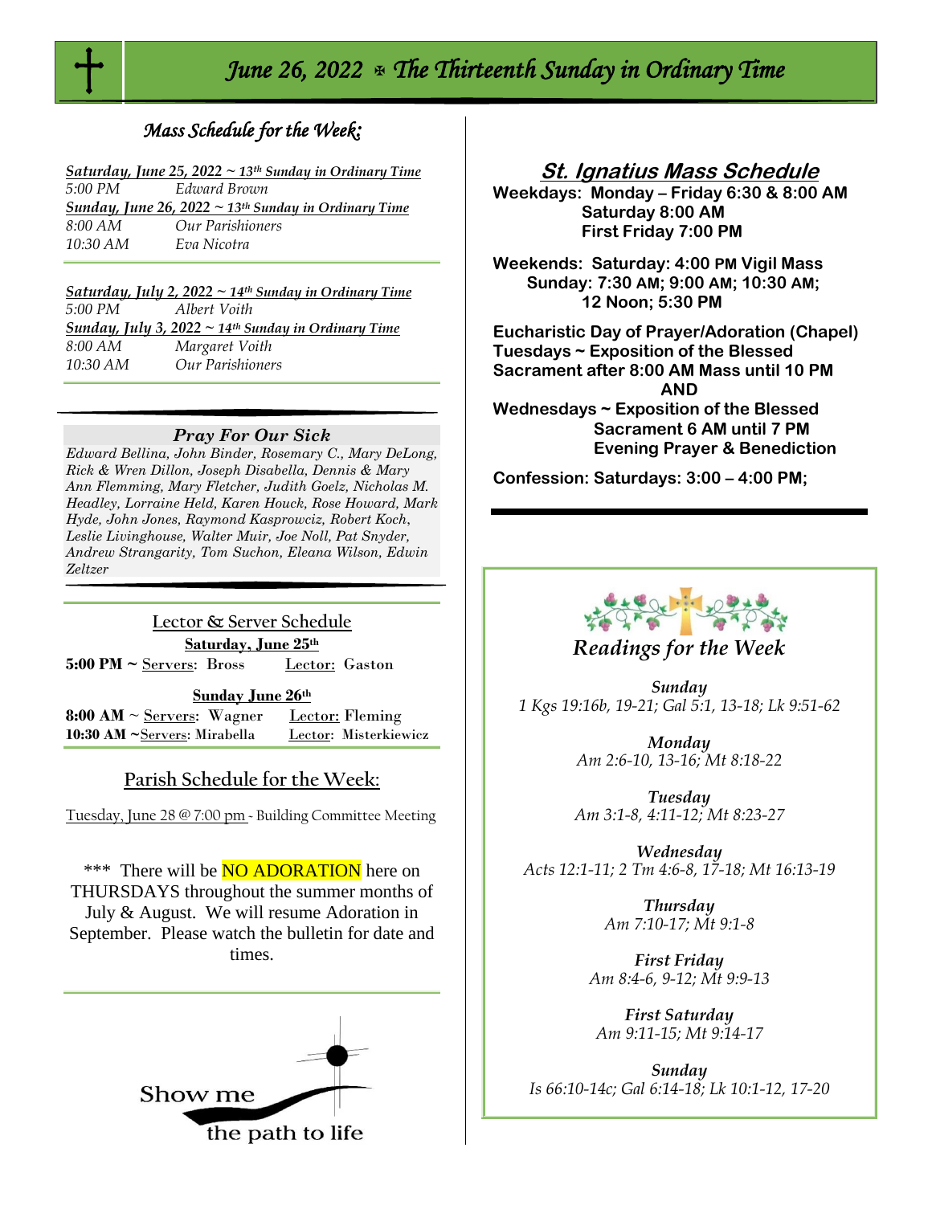# June 26, 2022 ✠ The Thirteenth Sunday in Ordinary Time

## Mass Schedule for the Week:

***Saturday, June 25, 2022 ~ 13th Sunday in Ordinary Time***
*5:00 PM* *Edward Brown*

***Sunday, June 26, 2022 ~ 13th Sunday in Ordinary Time***
*8:00 AM* *Our Parishioners*
*10:30 AM* *Eva Nicotra*

***Saturday, July 2, 2022 ~ 14th Sunday in Ordinary Time***
*5:00 PM* *Albert Voith*

***Sunday, July 3, 2022 ~ 14th Sunday in Ordinary Time***
*8:00 AM* *Margaret Voith*
*10:30 AM* *Our Parishioners*

### *Pray For Our Sick*

*Edward Bellina, John Binder, Rosemary C., Mary DeLong, Rick & Wren Dillon, Joseph Disabella, Dennis & Mary Ann Flemming, Mary Fletcher, Judith Goelz, Nicholas M. Headley, Lorraine Held, Karen Houck, Rose Howard, Mark Hyde, John Jones, Raymond Kasprowcz, Robert Koch, Leslie Livinghouse, Walter Muir, Joe Noll, Pat Snyder, Andrew Strangarity, Tom Suchon, Eleana Wilson, Edwin Zeltzer*

### Lector & Server Schedule

**Saturday, June 25th**
**5:00 PM ~** Servers: Bross Lector: Gaston

**Sunday June 26th**
**8:00 AM** ~ Servers: Wagner Lector: Fleming
**10:30 AM** ~Servers: Mirabella Lector: Misterkiewicz

### Parish Schedule for the Week:

Tuesday, June 28 @ 7:00 pm - Building Committee Meeting

\*\*\* There will be NO ADORATION here on THURSDAYS throughout the summer months of July & August. We will resume Adoration in September. Please watch the bulletin for date and times.

Show me the path to life

## St. Ignatius Mass Schedule

**Weekdays: Monday – Friday 6:30 & 8:00 AM**
**Saturday 8:00 AM**
**First Friday 7:00 PM**

**Weekends: Saturday: 4:00 PM Vigil Mass**
**Sunday: 7:30 AM; 9:00 AM; 10:30 AM; 12 Noon; 5:30 PM**

**Eucharistic Day of Prayer/Adoration (Chapel)**
**Tuesdays ~ Exposition of the Blessed Sacrament after 8:00 AM Mass until 10 PM**
**AND**
**Wednesdays ~ Exposition of the Blessed Sacrament 6 AM until 7 PM Evening Prayer & Benediction**

**Confession: Saturdays: 3:00 – 4:00 PM;**

## *Readings for the Week*

***Sunday***
*1 Kgs 19:16b, 19-21; Gal 5:1, 13-18; Lk 9:51-62*

***Monday***
*Am 2:6-10, 13-16; Mt 8:18-22*

***Tuesday***
*Am 3:1-8, 4:11-12; Mt 8:23-27*

***Wednesday***
*Acts 12:1-11; 2 Tm 4:6-8, 17-18; Mt 16:13-19*

***Thursday***
*Am 7:10-17; Mt 9:1-8*

***First Friday***
*Am 8:4-6, 9-12; Mt 9:9-13*

***First Saturday***
*Am 9:11-15; Mt 9:14-17*

***Sunday***
*Is 66:10-14c; Gal 6:14-18; Lk 10:1-12, 17-20*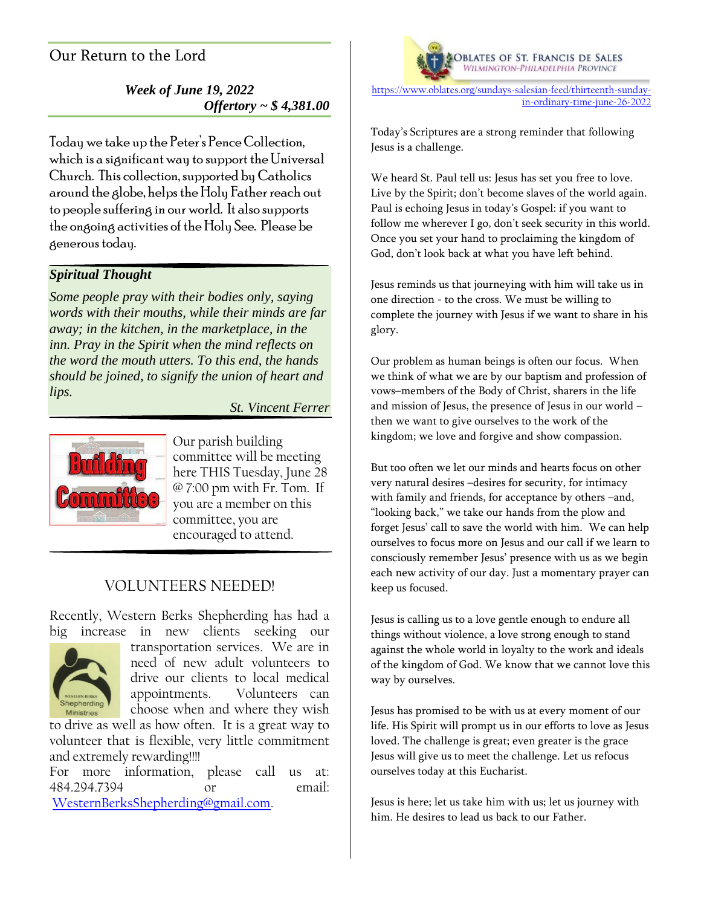## Our Return to the Lord

***Week of June 19, 2022***
***Offertory ~ $ 4,381.00***

Today we take up the Peter's Pence Collection, which is a significant way to support the Universal Church. This collection, supported by Catholics around the globe, helps the Holy Father reach out to people suffering in our world. It also supports the ongoing activities of the Holy See. Please be generous today.

***Spiritual Thought***

*Some people pray with their bodies only, saying words with their mouths, while their minds are far away; in the kitchen, in the marketplace, in the inn. Pray in the Spirit when the mind reflects on the word the mouth utters. To this end, the hands should be joined, to signify the union of heart and lips.*

*St. Vincent Ferrer*

Our parish building committee will be meeting here THIS Tuesday, June 28 @ 7:00 pm with Fr. Tom. If you are a member on this committee, you are encouraged to attend.

## VOLUNTEERS NEEDED!

Recently, Western Berks Shepherding has had a big increase in new clients seeking our transportation services. We are in need of new adult volunteers to drive our clients to local medical appointments. Volunteers can choose when and where they wish to drive as well as how often. It is a great way to volunteer that is flexible, very little commitment and extremely rewarding!!!!

For more information, please call us at: 484.294.7394 or email: WesternBerksShepherding@gmail.com.

OBLATES OF ST. FRANCIS DE SALES
WILMINGTON-PHILADELPHIA PROVINCE

https://www.oblates.org/sundays-salesian-feed/thirteenth-sunday-in-ordinary-time-june-26-2022

Today's Scriptures are a strong reminder that following Jesus is a challenge.

We heard St. Paul tell us: Jesus has set you free to love. Live by the Spirit; don't become slaves of the world again. Paul is echoing Jesus in today's Gospel: if you want to follow me wherever I go, don't seek security in this world. Once you set your hand to proclaiming the kingdom of God, don't look back at what you have left behind.

Jesus reminds us that journeying with him will take us in one direction - to the cross. We must be willing to complete the journey with Jesus if we want to share in his glory.

Our problem as human beings is often our focus. When we think of what we are by our baptism and profession of vows–members of the Body of Christ, sharers in the life and mission of Jesus, the presence of Jesus in our world – then we want to give ourselves to the work of the kingdom; we love and forgive and show compassion.

But too often we let our minds and hearts focus on other very natural desires –desires for security, for intimacy with family and friends, for acceptance by others –and, "looking back," we take our hands from the plow and forget Jesus' call to save the world with him. We can help ourselves to focus more on Jesus and our call if we learn to consciously remember Jesus' presence with us as we begin each new activity of our day. Just a momentary prayer can keep us focused.

Jesus is calling us to a love gentle enough to endure all things without violence, a love strong enough to stand against the whole world in loyalty to the work and ideals of the kingdom of God. We know that we cannot love this way by ourselves.

Jesus has promised to be with us at every moment of our life. His Spirit will prompt us in our efforts to love as Jesus loved. The challenge is great; even greater is the grace Jesus will give us to meet the challenge. Let us refocus ourselves today at this Eucharist.

Jesus is here; let us take him with us; let us journey with him. He desires to lead us back to our Father.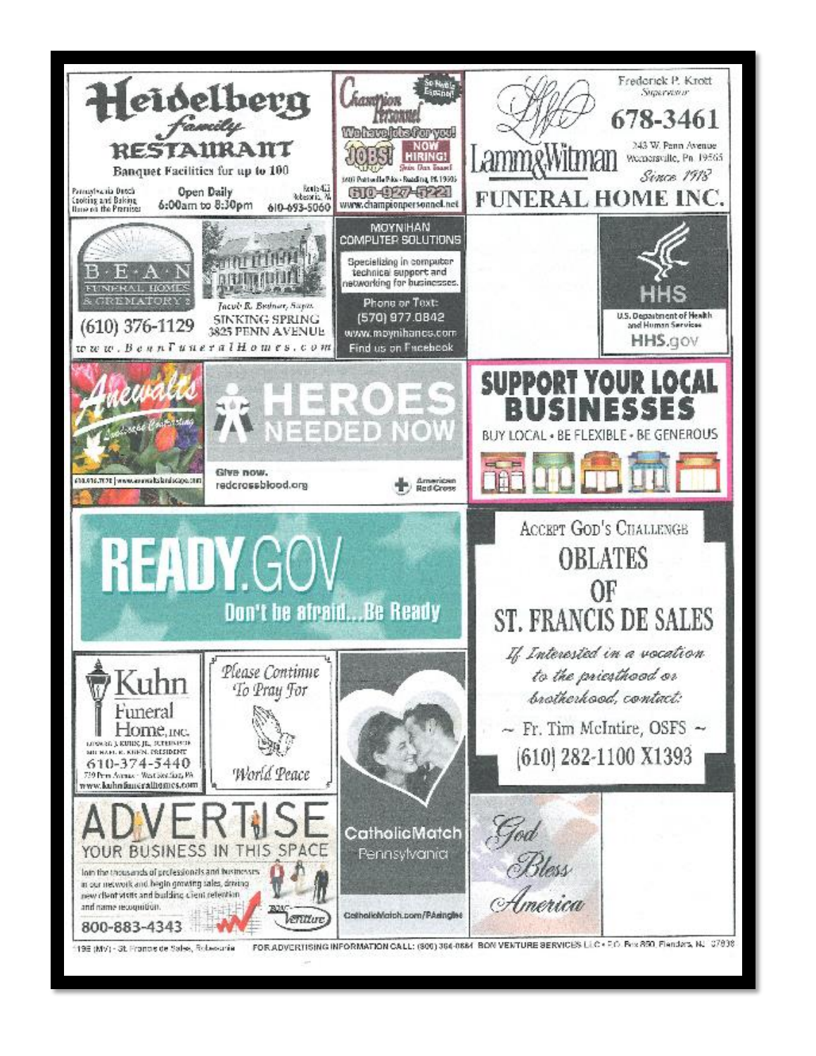# Heidelberg Family Restaurant

Banquet Facilities for up to 100

Pennsylvania Dutch Cooking and Baking Done on the Premises

Open Daily 6:00am to 8:30pm

Route 422 Robesonia, PA

610-693-5060

---

Champion Personnel

Se Habla Español!

We have jobs for you!

JOBS! NOW HIRING! Join Our Team!

1601 Pottsville Pike • Reading, PA 19605

610-927-5221

www.championpersonnel.net

---

Frederick P. Krott Supervisor

678-3461

Lamm & Witman FUNERAL HOME INC.

243 W. Penn Avenue Womelsdorf, Pa 19565

Since 1918

---

BEAN FUNERAL HOMES & CREMATORY

Jacob R. Beidner, Supv.

SINKING SPRING 3825 PENN AVENUE

(610) 376-1129

www.BeanFuneralHomes.com

---

MOYNIHAN COMPUTER SOLUTIONS

Specializing in computer technical support and networking for businesses.

Phone or Text: (570) 977.0842

www.moynihancs.com

Find us on Facebook

---

HHS

U.S. Department of Health and Human Services

HHS.gov

---

Anewalts Landscape Contracting

610.816.7070 | www.anewaltslandscape.com

---

HEROES NEEDED NOW

Give now. redcrossblood.org

American Red Cross

---

SUPPORT YOUR LOCAL BUSINESSES

BUY LOCAL • BE FLEXIBLE • BE GENEROUS

---

READY.GOV

Don't be afraid...Be Ready

---

ACCEPT GOD'S CHALLENGE

OBLATES OF ST. FRANCIS DE SALES

*If Interested in a vocation to the priesthood or brotherhood, contact:*

~ Fr. Tim McIntire, OSFS ~

(610) 282-1100 X1393

---

Kuhn Funeral Home, Inc.

EDWARD J. KUHN, JR., SUPERVISOR

MICHAEL K. KUHN, PRESIDENT

610-374-5440

720 Penn Avenue · West Reading, PA

www.kuhnfuneralhomes.com

---

*Please Continue To Pray For*

*World Peace*

---

CatholicMatch Pennsylvania

CatholicMatch.com/PAsingles

---

ADVERTISE YOUR BUSINESS IN THIS SPACE

Join the thousands of professionals and businesses in our network and begin growing sales, driving new client visits and building client retention and name recognition.

800-883-4343

Bon Venture

---

*God Bless America*

---

1198 (MV) - St. Francis de Sales, Robesonia     FOR ADVERTISING INFORMATION CALL: (800) 364-0884 BON VENTURE SERVICES LLC • P.O. Box 850, Flanders, NJ 07836